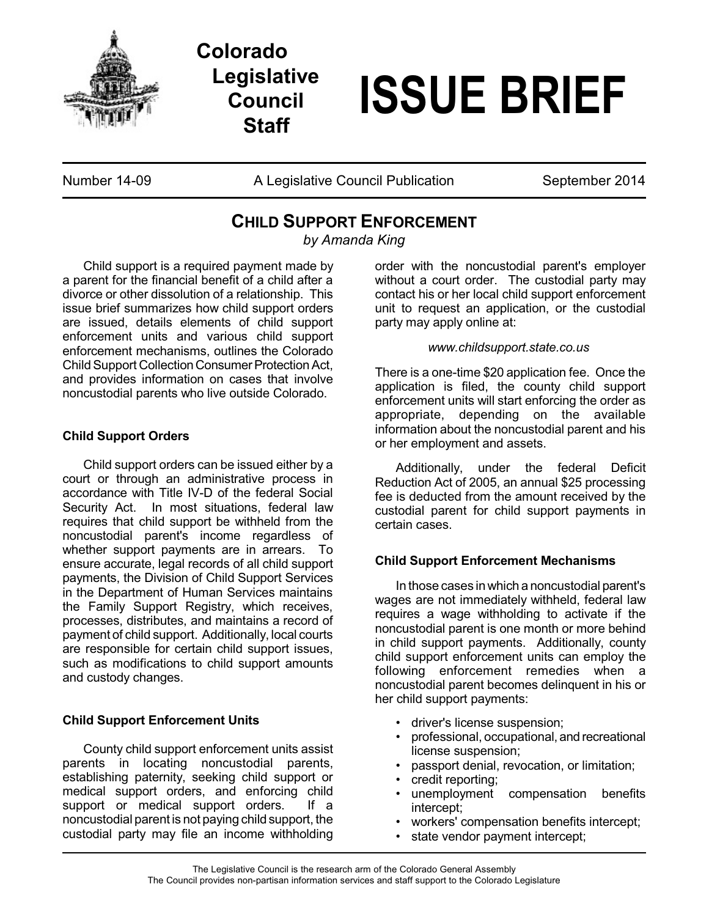Colorado Legislative Council Staff

# ISSUE BRIEF

Number 14-09 | A Legislative Council Publication | September 2014

## CHILD SUPPORT ENFORCEMENT

*by Amanda King*

Child support is a required payment made by a parent for the financial benefit of a child after a divorce or other dissolution of a relationship. This issue brief summarizes how child support orders are issued, details elements of child support enforcement units and various child support enforcement mechanisms, outlines the Colorado Child Support Collection Consumer Protection Act, and provides information on cases that involve noncustodial parents who live outside Colorado.

### Child Support Orders

Child support orders can be issued either by a court or through an administrative process in accordance with Title IV-D of the federal Social Security Act. In most situations, federal law requires that child support be withheld from the noncustodial parent's income regardless of whether support payments are in arrears. To ensure accurate, legal records of all child support payments, the Division of Child Support Services in the Department of Human Services maintains the Family Support Registry, which receives, processes, distributes, and maintains a record of payment of child support. Additionally, local courts are responsible for certain child support issues, such as modifications to child support amounts and custody changes.

### Child Support Enforcement Units

County child support enforcement units assist parents in locating noncustodial parents, establishing paternity, seeking child support or medical support orders, and enforcing child support or medical support orders. If a noncustodial parent is not paying child support, the custodial party may file an income withholding order with the noncustodial parent's employer without a court order. The custodial party may contact his or her local child support enforcement unit to request an application, or the custodial party may apply online at:

*www.childsupport.state.co.us*

There is a one-time $20 application fee. Once the application is filed, the county child support enforcement units will start enforcing the order as appropriate, depending on the available information about the noncustodial parent and his or her employment and assets.

Additionally, under the federal Deficit Reduction Act of 2005, an annual $25 processing fee is deducted from the amount received by the custodial parent for child support payments in certain cases.

### Child Support Enforcement Mechanisms

In those cases in which a noncustodial parent's wages are not immediately withheld, federal law requires a wage withholding to activate if the noncustodial parent is one month or more behind in child support payments. Additionally, county child support enforcement units can employ the following enforcement remedies when a noncustodial parent becomes delinquent in his or her child support payments:

- driver's license suspension;
- professional, occupational, and recreational license suspension;
- passport denial, revocation, or limitation;
- credit reporting;
- unemployment compensation benefits intercept;
- workers' compensation benefits intercept;
- state vendor payment intercept;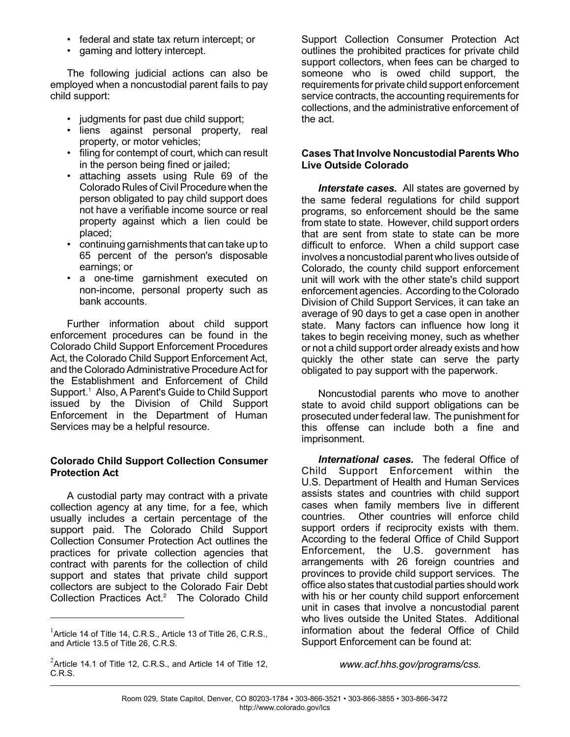- federal and state tax return intercept; or
- gaming and lottery intercept.

The following judicial actions can also be employed when a noncustodial parent fails to pay child support:

- judgments for past due child support;
- liens against personal property, real property, or motor vehicles;
- filing for contempt of court, which can result in the person being fined or jailed;
- attaching assets using Rule 69 of the Colorado Rules of Civil Procedure when the person obligated to pay child support does not have a verifiable income source or real property against which a lien could be placed;
- continuing garnishments that can take up to 65 percent of the person's disposable earnings; or
- a one-time garnishment executed on non-income, personal property such as bank accounts.

Further information about child support enforcement procedures can be found in the Colorado Child Support Enforcement Procedures Act, the Colorado Child Support Enforcement Act, and the Colorado Administrative Procedure Act for the Establishment and Enforcement of Child Support.[1] Also, A Parent's Guide to Child Support issued by the Division of Child Support Enforcement in the Department of Human Services may be a helpful resource.

**Colorado Child Support Collection Consumer Protection Act**

A custodial party may contract with a private collection agency at any time, for a fee, which usually includes a certain percentage of the support paid. The Colorado Child Support Collection Consumer Protection Act outlines the practices for private collection agencies that contract with parents for the collection of child support and states that private child support collectors are subject to the Colorado Fair Debt Collection Practices Act.[2] The Colorado Child Support Collection Consumer Protection Act outlines the prohibited practices for private child support collectors, when fees can be charged to someone who is owed child support, the requirements for private child support enforcement service contracts, the accounting requirements for collections, and the administrative enforcement of the act.

**Cases That Involve Noncustodial Parents Who Live Outside Colorado**

***Interstate cases.*** All states are governed by the same federal regulations for child support programs, so enforcement should be the same from state to state. However, child support orders that are sent from state to state can be more difficult to enforce. When a child support case involves a noncustodial parent who lives outside of Colorado, the county child support enforcement unit will work with the other state's child support enforcement agencies. According to the Colorado Division of Child Support Services, it can take an average of 90 days to get a case open in another state. Many factors can influence how long it takes to begin receiving money, such as whether or not a child support order already exists and how quickly the other state can serve the party obligated to pay support with the paperwork.

Noncustodial parents who move to another state to avoid child support obligations can be prosecuted under federal law. The punishment for this offense can include both a fine and imprisonment.

***International cases.*** The federal Office of Child Support Enforcement within the U.S. Department of Health and Human Services assists states and countries with child support cases when family members live in different countries. Other countries will enforce child support orders if reciprocity exists with them. According to the federal Office of Child Support Enforcement, the U.S. government has arrangements with 26 foreign countries and provinces to provide child support services. The office also states that custodial parties should work with his or her county child support enforcement unit in cases that involve a noncustodial parent who lives outside the United States. Additional information about the federal Office of Child Support Enforcement can be found at:

*www.acf.hhs.gov/programs/css.*

---

[1] Article 14 of Title 14, C.R.S., Article 13 of Title 26, C.R.S., and Article 13.5 of Title 26, C.R.S.

[2] Article 14.1 of Title 12, C.R.S., and Article 14 of Title 12, C.R.S.

Room 029, State Capitol, Denver, CO 80203-1784 • 303-866-3521 • 303-866-3855 • 303-866-3472
http://www.colorado.gov/lcs